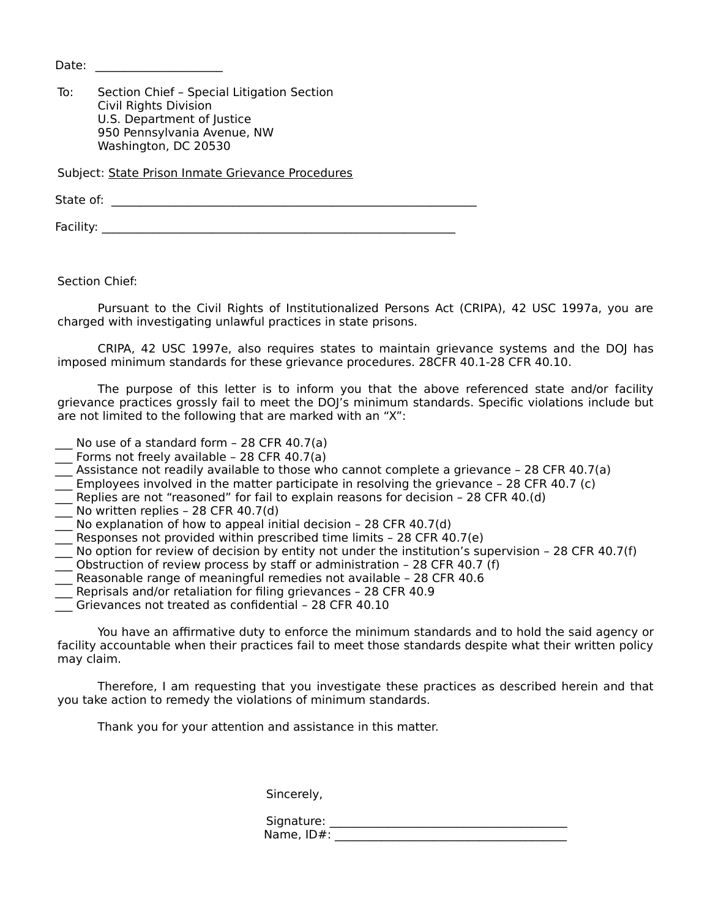Date: ____________________

To: Section Chief – Special Litigation Section
Civil Rights Division
U.S. Department of Justice
950 Pennsylvania Avenue, NW
Washington, DC 20530

Subject: State Prison Inmate Grievance Procedures

State of: ____________________________________________________________

Facility: ____________________________________________________________

Section Chief:

Pursuant to the Civil Rights of Institutionalized Persons Act (CRIPA), 42 USC 1997a, you are charged with investigating unlawful practices in state prisons.

CRIPA, 42 USC 1997e, also requires states to maintain grievance systems and the DOJ has imposed minimum standards for these grievance procedures. 28CFR 40.1-28 CFR 40.10.

The purpose of this letter is to inform you that the above referenced state and/or facility grievance practices grossly fail to meet the DOJ's minimum standards. Specific violations include but are not limited to the following that are marked with an "X":

___ No use of a standard form – 28 CFR 40.7(a)
___ Forms not freely available – 28 CFR 40.7(a)
___ Assistance not readily available to those who cannot complete a grievance – 28 CFR 40.7(a)
___ Employees involved in the matter participate in resolving the grievance – 28 CFR 40.7 (c)
___ Replies are not "reasoned" for fail to explain reasons for decision – 28 CFR 40.(d)
___ No written replies – 28 CFR 40.7(d)
___ No explanation of how to appeal initial decision – 28 CFR 40.7(d)
___ Responses not provided within prescribed time limits – 28 CFR 40.7(e)
___ No option for review of decision by entity not under the institution's supervision – 28 CFR 40.7(f)
___ Obstruction of review process by staff or administration – 28 CFR 40.7 (f)
___ Reasonable range of meaningful remedies not available – 28 CFR 40.6
___ Reprisals and/or retaliation for filing grievances – 28 CFR 40.9
___ Grievances not treated as confidential – 28 CFR 40.10

You have an affirmative duty to enforce the minimum standards and to hold the said agency or facility accountable when their practices fail to meet those standards despite what their written policy may claim.

Therefore, I am requesting that you investigate these practices as described herein and that you take action to remedy the violations of minimum standards.

Thank you for your attention and assistance in this matter.

Sincerely,

Signature: ________________________________________
Name, ID#: ________________________________________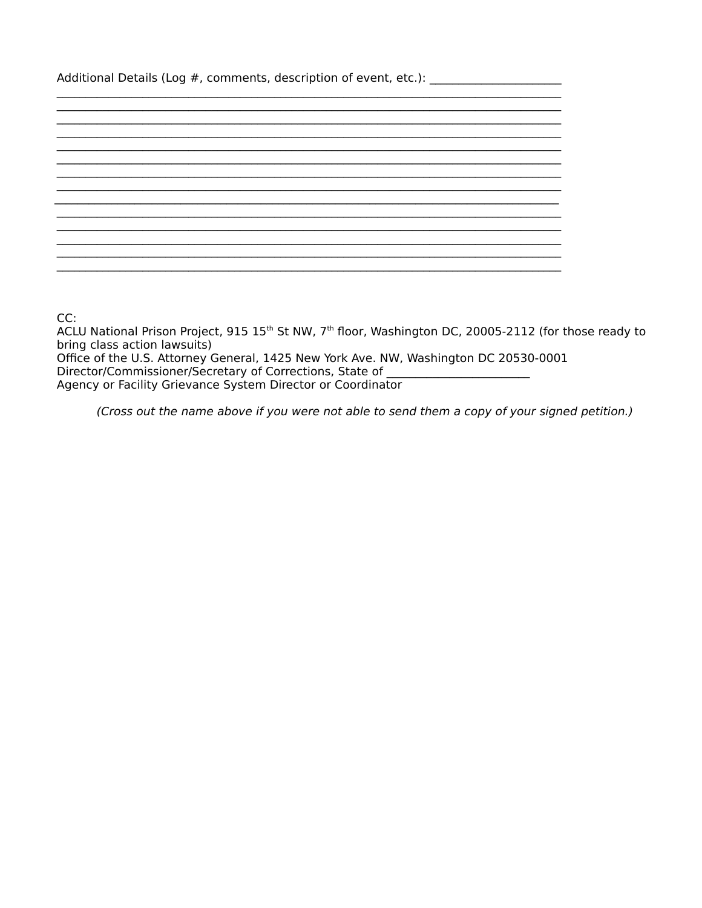Additional Details (Log #, comments, description of event, etc.): ______________________
_____________________________________________________________________________________
_____________________________________________________________________________________
_____________________________________________________________________________________
_____________________________________________________________________________________
_____________________________________________________________________________________
_____________________________________________________________________________________
_____________________________________________________________________________________
_____________________________________________________________________________________
_____________________________________________________________________________________
_____________________________________________________________________________________
_____________________________________________________________________________________
_____________________________________________________________________________________
_____________________________________________________________________________________
_____________________________________________________________________________________

CC:
ACLU National Prison Project, 915 15th St NW, 7th floor, Washington DC, 20005-2112 (for those ready to bring class action lawsuits)
Office of the U.S. Attorney General, 1425 New York Ave. NW, Washington DC 20530-0001
Director/Commissioner/Secretary of Corrections, State of ________________________
Agency or Facility Grievance System Director or Coordinator

*(Cross out the name above if you were not able to send them a copy of your signed petition.)*